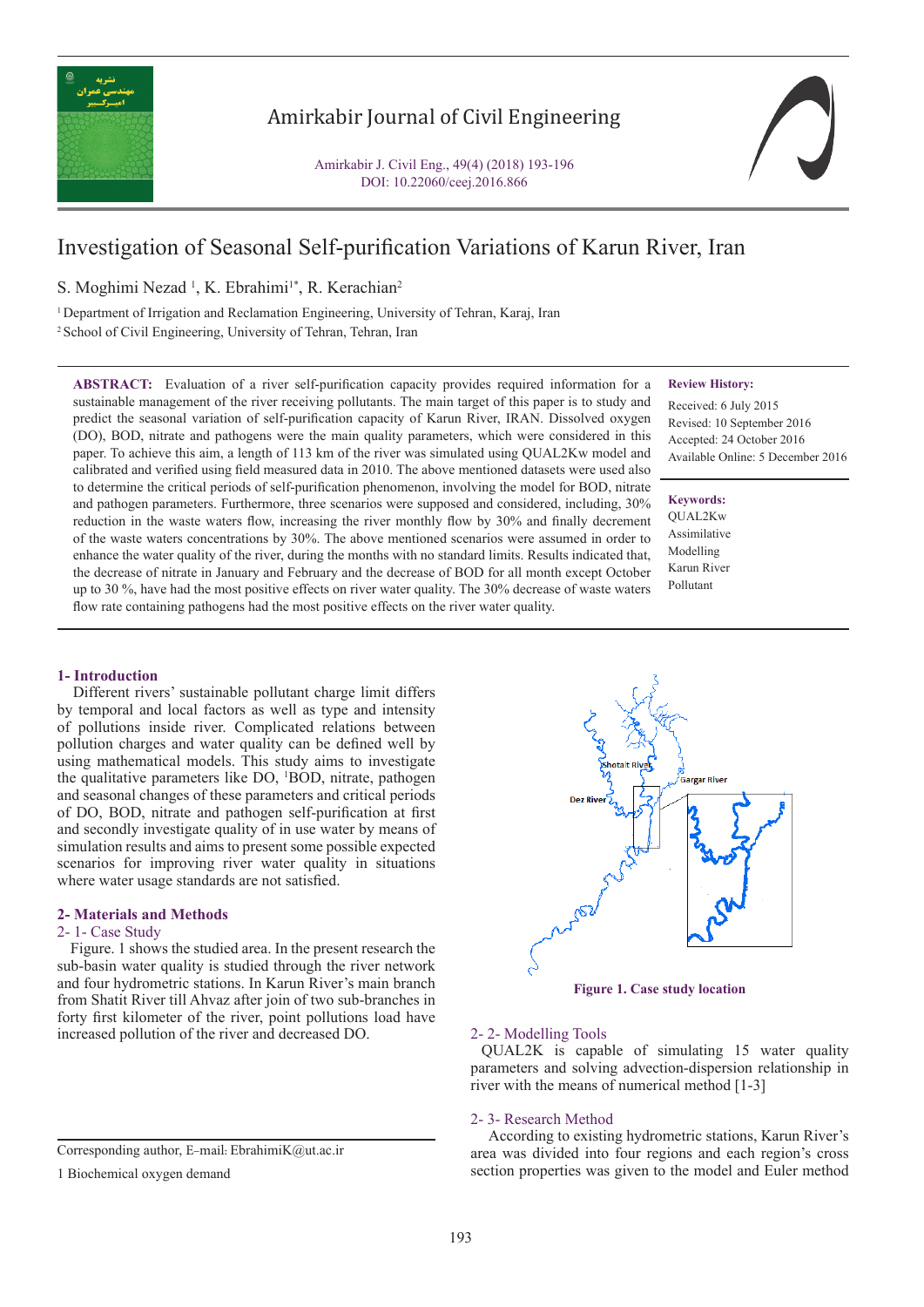# Investigation of Seasonal Self-purification Variations of Karun River, Iran

S. Moghimi Nezad [1], K. Ebrahimi[1*], R. Kerachian[2]

[1] Department of Irrigation and Reclamation Engineering, University of Tehran, Karaj, Iran
[2] School of Civil Engineering, University of Tehran, Tehran, Iran

**Review History:**

Received: 6 July 2015
Revised: 10 September 2016
Accepted: 24 October 2016
Available Online: 5 December 2016

**Keywords:**

QUAL2Kw
Assimilative
Modelling
Karun River
Pollutant

**ABSTRACT:** Evaluation of a river self-purification capacity provides required information for a sustainable management of the river receiving pollutants. The main target of this paper is to study and predict the seasonal variation of self-purification capacity of Karun River, IRAN. Dissolved oxygen (DO), BOD, nitrate and pathogens were the main quality parameters, which were considered in this paper. To achieve this aim, a length of 113 km of the river was simulated using QUAL2Kw model and calibrated and verified using field measured data in 2010. The above mentioned datasets were used also to determine the critical periods of self-purification phenomenon, involving the model for BOD, nitrate and pathogen parameters. Furthermore, three scenarios were supposed and considered, including, 30% reduction in the waste waters flow, increasing the river monthly flow by 30% and finally decrement of the waste waters concentrations by 30%. The above mentioned scenarios were assumed in order to enhance the water quality of the river, during the months with no standard limits. Results indicated that, the decrease of nitrate in January and February and the decrease of BOD for all month except October up to 30 %, have had the most positive effects on river water quality. The 30% decrease of waste waters flow rate containing pathogens had the most positive effects on the river water quality.

## 1- Introduction

Different rivers' sustainable pollutant charge limit differs by temporal and local factors as well as type and intensity of pollutions inside river. Complicated relations between pollution charges and water quality can be defined well by using mathematical models. This study aims to investigate the qualitative parameters like DO, [1]BOD, nitrate, pathogen and seasonal changes of these parameters and critical periods of DO, BOD, nitrate and pathogen self-purification at first and secondly investigate quality of in use water by means of simulation results and aims to present some possible expected scenarios for improving river water quality in situations where water usage standards are not satisfied.

## 2- Materials and Methods

### 2- 1- Case Study

Figure. 1 shows the studied area. In the present research the sub-basin water quality is studied through the river network and four hydrometric stations. In Karun River's main branch from Shatit River till Ahvaz after join of two sub-branches in forty first kilometer of the river, point pollutions load have increased pollution of the river and decreased DO.

Shotait River
Gargar River
Dez River

**Figure 1. Case study location**

### 2- 2- Modelling Tools

QUAL2K is capable of simulating 15 water quality parameters and solving advection-dispersion relationship in river with the means of numerical method [1-3]

### 2- 3- Research Method

According to existing hydrometric stations, Karun River's area was divided into four regions and each region's cross section properties was given to the model and Euler method

---

Corresponding author, E-mail: EbrahimiK@ut.ac.ir

1 Biochemical oxygen demand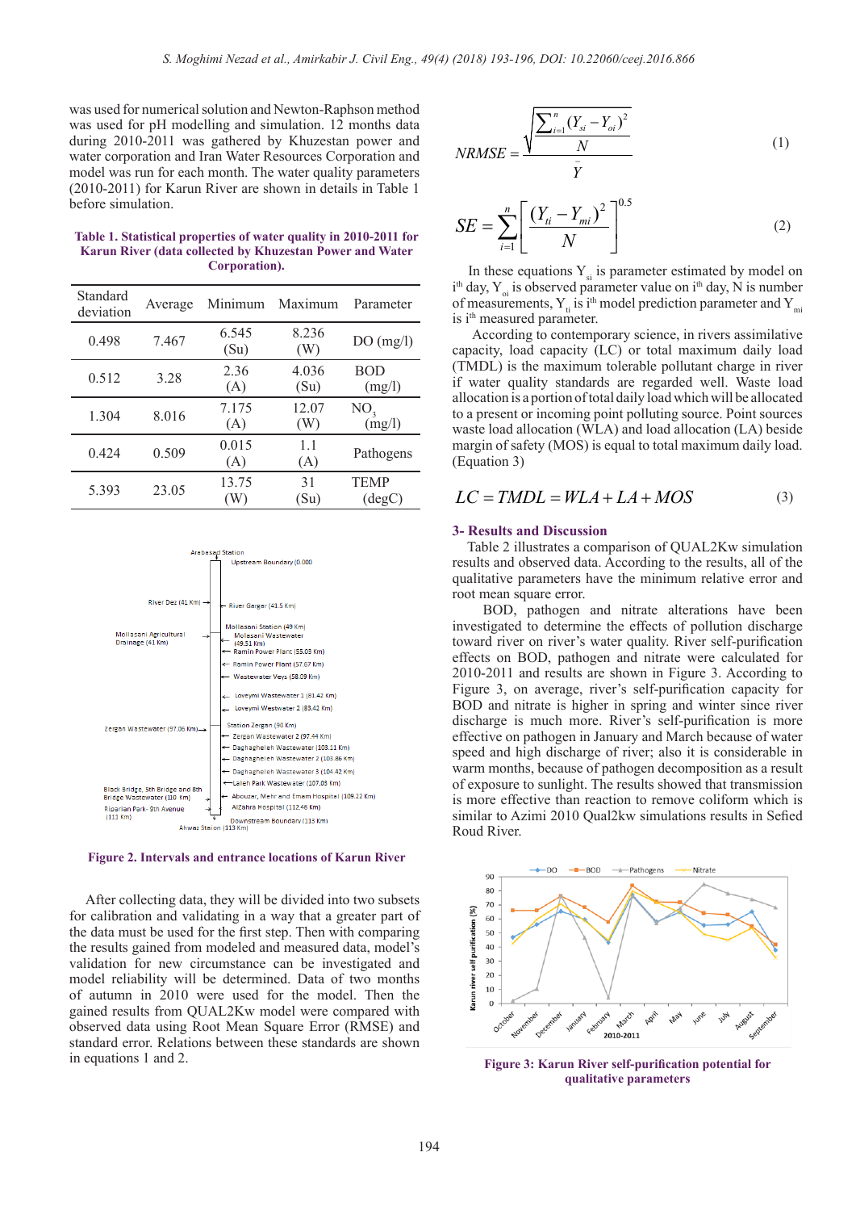was used for numerical solution and Newton-Raphson method was used for pH modelling and simulation. 12 months data during 2010-2011 was gathered by Khuzestan power and water corporation and Iran Water Resources Corporation and model was run for each month. The water quality parameters (2010-2011) for Karun River are shown in details in Table 1 before simulation.

**Table 1. Statistical properties of water quality in 2010-2011 for Karun River (data collected by Khuzestan Power and Water Corporation).**

| Standard deviation | Average | Minimum | Maximum | Parameter |
|---|---|---|---|---|
| 0.498 | 7.467 | 6.545 (Su) | 8.236 (W) | DO (mg/l) |
| 0.512 | 3.28 | 2.36 (A) | 4.036 (Su) | BOD (mg/l) |
| 1.304 | 8.016 | 7.175 (A) | 12.07 (W) | $NO_3$ (mg/l) |
| 0.424 | 0.509 | 0.015 (A) | 1.1 (A) | Pathogens |
| 5.393 | 23.05 | 13.75 (W) | 31 (Su) | TEMP (degC) |

**Figure 2. Intervals and entrance locations of Karun River**

After collecting data, they will be divided into two subsets for calibration and validating in a way that a greater part of the data must be used for the first step. Then with comparing the results gained from modeled and measured data, model's validation for new circumstance can be investigated and model reliability will be determined. Data of two months of autumn in 2010 were used for the model. Then the gained results from QUAL2Kw model were compared with observed data using Root Mean Square Error (RMSE) and standard error. Relations between these standards are shown in equations 1 and 2.

$$NRMSE = \frac{\sqrt{\frac{\sum_{i=1}^{n}(Y_{si}-Y_{oi})^2}{N}}}{\bar{Y}} \quad (1)$$

$$SE = \sum_{i=1}^{n}\left[\frac{(Y_{ti}-Y_{mi})^2}{N}\right]^{0.5} \quad (2)$$

In these equations $Y_{si}$ is parameter estimated by model on $i^{th}$ day, $Y_{oi}$ is observed parameter value on $i^{th}$ day, N is number of measurements, $Y_{ti}$ is $i^{th}$ model prediction parameter and $Y_{mi}$ is $i^{th}$ measured parameter.

According to contemporary science, in rivers assimilative capacity, load capacity (LC) or total maximum daily load (TMDL) is the maximum tolerable pollutant charge in river if water quality standards are regarded well. Waste load allocation is a portion of total daily load which will be allocated to a present or incoming point polluting source. Point sources waste load allocation (WLA) and load allocation (LA) beside margin of safety (MOS) is equal to total maximum daily load. (Equation 3)

$$LC = TMDL = WLA + LA + MOS \quad (3)$$

## 3- Results and Discussion

Table 2 illustrates a comparison of QUAL2Kw simulation results and observed data. According to the results, all of the qualitative parameters have the minimum relative error and root mean square error.

BOD, pathogen and nitrate alterations have been investigated to determine the effects of pollution discharge toward river on river's water quality. River self-purification effects on BOD, pathogen and nitrate were calculated for 2010-2011 and results are shown in Figure 3. According to Figure 3, on average, river's self-purification capacity for BOD and nitrate is higher in spring and winter since river discharge is much more. River's self-purification is more effective on pathogen in January and March because of water speed and high discharge of river; also it is considerable in warm months, because of pathogen decomposition as a result of exposure to sunlight. The results showed that transmission is more effective than reaction to remove coliform which is similar to Azimi 2010 Qual2kw simulations results in Sefied Roud River.

**Figure 3: Karun River self-purification potential for qualitative parameters**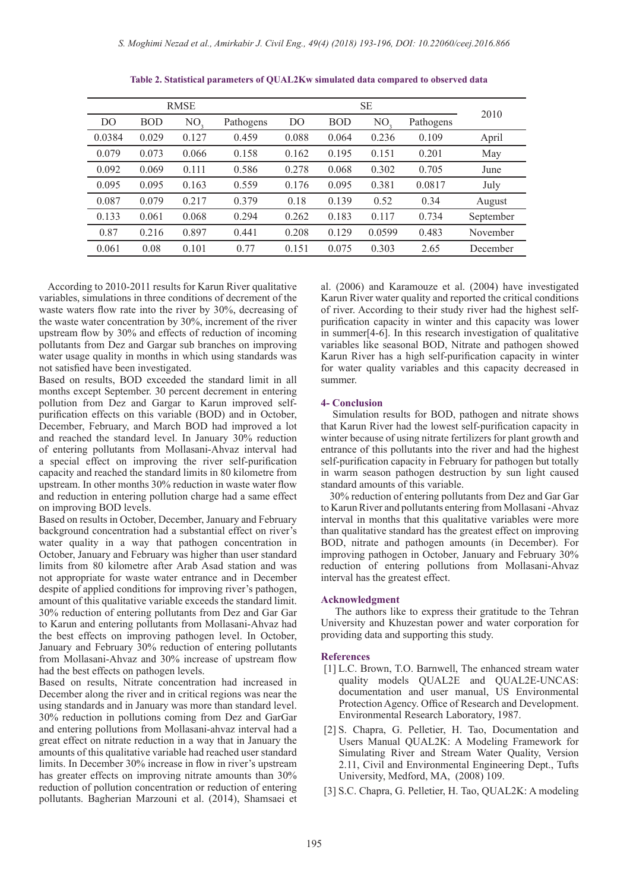**Table 2. Statistical parameters of QUAL2Kw simulated data compared to observed data**

| RMSE | | | | SE | | | | 2010 |
|---|---|---|---|---|---|---|---|---|
| DO | BOD | $NO_3$ | Pathogens | DO | BOD | $NO_3$ | Pathogens | |
| 0.0384 | 0.029 | 0.127 | 0.459 | 0.088 | 0.064 | 0.236 | 0.109 | April |
| 0.079 | 0.073 | 0.066 | 0.158 | 0.162 | 0.195 | 0.151 | 0.201 | May |
| 0.092 | 0.069 | 0.111 | 0.586 | 0.278 | 0.068 | 0.302 | 0.705 | June |
| 0.095 | 0.095 | 0.163 | 0.559 | 0.176 | 0.095 | 0.381 | 0.0817 | July |
| 0.087 | 0.079 | 0.217 | 0.379 | 0.18 | 0.139 | 0.52 | 0.34 | August |
| 0.133 | 0.061 | 0.068 | 0.294 | 0.262 | 0.183 | 0.117 | 0.734 | September |
| 0.87 | 0.216 | 0.897 | 0.441 | 0.208 | 0.129 | 0.0599 | 0.483 | November |
| 0.061 | 0.08 | 0.101 | 0.77 | 0.151 | 0.075 | 0.303 | 2.65 | December |

According to 2010-2011 results for Karun River qualitative variables, simulations in three conditions of decrement of the waste waters flow rate into the river by 30%, decreasing of the waste water concentration by 30%, increment of the river upstream flow by 30% and effects of reduction of incoming pollutants from Dez and Gargar sub branches on improving water usage quality in months in which using standards was not satisfied have been investigated.

Based on results, BOD exceeded the standard limit in all months except September. 30 percent decrement in entering pollution from Dez and Gargar to Karun improved self-purification effects on this variable (BOD) and in October, December, February, and March BOD had improved a lot and reached the standard level. In January 30% reduction of entering pollutants from Mollasani-Ahvaz interval had a special effect on improving the river self-purification capacity and reached the standard limits in 80 kilometre from upstream. In other months 30% reduction in waste water flow and reduction in entering pollution charge had a same effect on improving BOD levels.

Based on results in October, December, January and February background concentration had a substantial effect on river's water quality in a way that pathogen concentration in October, January and February was higher than user standard limits from 80 kilometre after Arab Asad station and was not appropriate for waste water entrance and in December despite of applied conditions for improving river's pathogen, amount of this qualitative variable exceeds the standard limit. 30% reduction of entering pollutants from Dez and Gar Gar to Karun and entering pollutants from Mollasani-Ahvaz had the best effects on improving pathogen level. In October, January and February 30% reduction of entering pollutants from Mollasani-Ahvaz and 30% increase of upstream flow had the best effects on pathogen levels.

Based on results, Nitrate concentration had increased in December along the river and in critical regions was near the using standards and in January was more than standard level. 30% reduction in pollutions coming from Dez and GarGar and entering pollutions from Mollasani-ahvaz interval had a great effect on nitrate reduction in a way that in January the amounts of this qualitative variable had reached user standard limits. In December 30% increase in flow in river's upstream has greater effects on improving nitrate amounts than 30% reduction of pollution concentration or reduction of entering pollutants. Bagherian Marzouni et al. (2014), Shamsaei et al. (2006) and Karamouze et al. (2004) have investigated Karun River water quality and reported the critical conditions of river. According to their study river had the highest self-purification capacity in winter and this capacity was lower in summer[4-6]. In this research investigation of qualitative variables like seasonal BOD, Nitrate and pathogen showed Karun River has a high self-purification capacity in winter for water quality variables and this capacity decreased in summer.

## 4- Conclusion

Simulation results for BOD, pathogen and nitrate shows that Karun River had the lowest self-purification capacity in winter because of using nitrate fertilizers for plant growth and entrance of this pollutants into the river and had the highest self-purification capacity in February for pathogen but totally in warm season pathogen destruction by sun light caused standard amounts of this variable.

30% reduction of entering pollutants from Dez and Gar Gar to Karun River and pollutants entering from Mollasani -Ahvaz interval in months that this qualitative variables were more than qualitative standard has the greatest effect on improving BOD, nitrate and pathogen amounts (in December). For improving pathogen in October, January and February 30% reduction of entering pollutions from Mollasani-Ahvaz interval has the greatest effect.

## Acknowledgment

The authors like to express their gratitude to the Tehran University and Khuzestan power and water corporation for providing data and supporting this study.

## References

[1] L.C. Brown, T.O. Barnwell, The enhanced stream water quality models QUAL2E and QUAL2E-UNCAS: documentation and user manual, US Environmental Protection Agency. Office of Research and Development. Environmental Research Laboratory, 1987.

[2] S. Chapra, G. Pelletier, H. Tao, Documentation and Users Manual QUAL2K: A Modeling Framework for Simulating River and Stream Water Quality, Version 2.11, Civil and Environmental Engineering Dept., Tufts University, Medford, MA, (2008) 109.

[3] S.C. Chapra, G. Pelletier, H. Tao, QUAL2K: A modeling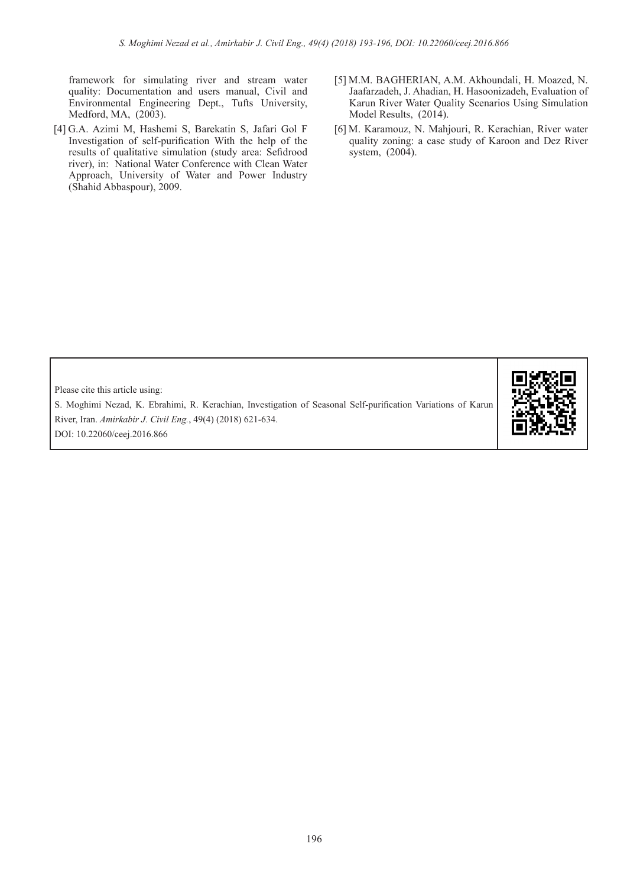framework for simulating river and stream water quality: Documentation and users manual, Civil and Environmental Engineering Dept., Tufts University, Medford, MA, (2003).

[4] G.A. Azimi M, Hashemi S, Barekatin S, Jafari Gol F Investigation of self-purification With the help of the results of qualitative simulation (study area: Sefidrood river), in: National Water Conference with Clean Water Approach, University of Water and Power Industry (Shahid Abbaspour), 2009.

[5] M.M. BAGHERIAN, A.M. Akhoundali, H. Moazed, N. Jaafarzadeh, J. Ahadian, H. Hasoonizadeh, Evaluation of Karun River Water Quality Scenarios Using Simulation Model Results, (2014).

[6] M. Karamouz, N. Mahjouri, R. Kerachian, River water quality zoning: a case study of Karoon and Dez River system, (2004).

Please cite this article using:

S. Moghimi Nezad, K. Ebrahimi, R. Kerachian, Investigation of Seasonal Self-purification Variations of Karun River, Iran. *Amirkabir J. Civil Eng.*, 49(4) (2018) 621-634.

DOI: 10.22060/ceej.2016.866